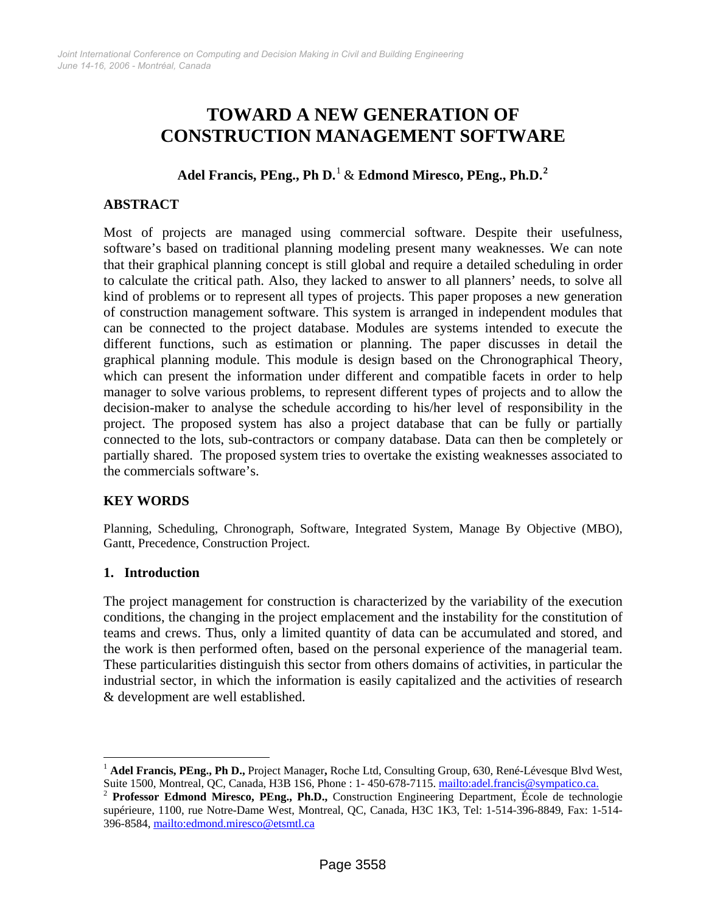# TOWARD A NEW GENERATION OF CONSTRUCTION MANAGEMENT SOFTWARE

**Adel Francis, PEng., Ph D.**[1] & **Edmond Miresco, PEng., Ph.D.**[2]

## ABSTRACT

Most of projects are managed using commercial software. Despite their usefulness, software's based on traditional planning modeling present many weaknesses. We can note that their graphical planning concept is still global and require a detailed scheduling in order to calculate the critical path. Also, they lacked to answer to all planners' needs, to solve all kind of problems or to represent all types of projects. This paper proposes a new generation of construction management software. This system is arranged in independent modules that can be connected to the project database. Modules are systems intended to execute the different functions, such as estimation or planning. The paper discusses in detail the graphical planning module. This module is design based on the Chronographical Theory, which can present the information under different and compatible facets in order to help manager to solve various problems, to represent different types of projects and to allow the decision-maker to analyse the schedule according to his/her level of responsibility in the project. The proposed system has also a project database that can be fully or partially connected to the lots, sub-contractors or company database. Data can then be completely or partially shared. The proposed system tries to overtake the existing weaknesses associated to the commercials software's.

## KEY WORDS

Planning, Scheduling, Chronograph, Software, Integrated System, Manage By Objective (MBO), Gantt, Precedence, Construction Project.

## 1. Introduction

The project management for construction is characterized by the variability of the execution conditions, the changing in the project emplacement and the instability for the constitution of teams and crews. Thus, only a limited quantity of data can be accumulated and stored, and the work is then performed often, based on the personal experience of the managerial team. These particularities distinguish this sector from others domains of activities, in particular the industrial sector, in which the information is easily capitalized and the activities of research & development are well established.

---

[1] **Adel Francis, PEng., Ph D.,** Project Manager**,** Roche Ltd, Consulting Group, 630, René-Lévesque Blvd West, Suite 1500, Montreal, QC, Canada, H3B 1S6, Phone : 1- 450-678-7115. mailto:adel.francis@sympatico.ca.

[2] **Professor Edmond Miresco, PEng., Ph.D.,** Construction Engineering Department, École de technologie supérieure, 1100, rue Notre-Dame West, Montreal, QC, Canada, H3C 1K3, Tel: 1-514-396-8849, Fax: 1-514-396-8584, mailto:edmond.miresco@etsmtl.ca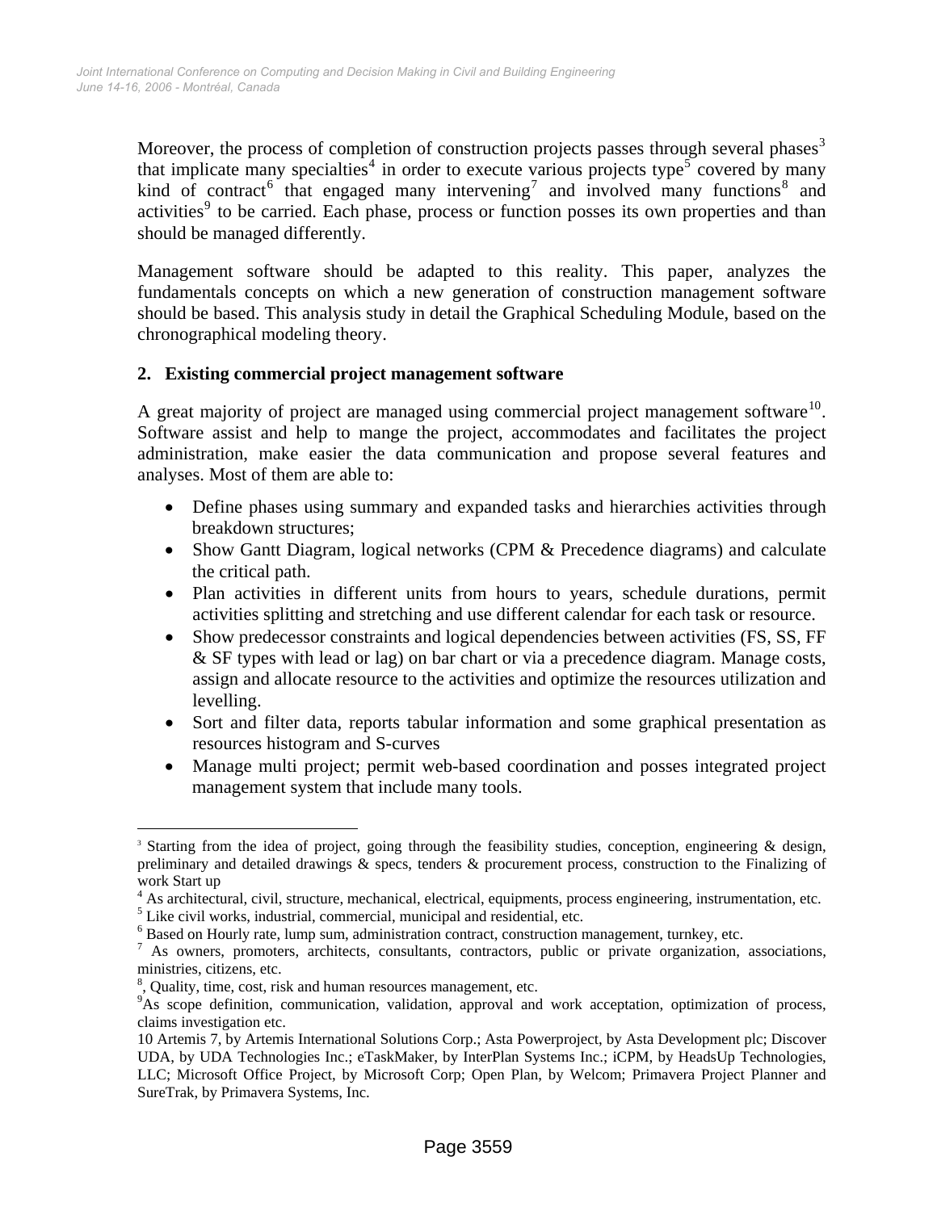Moreover, the process of completion of construction projects passes through several phases[3] that implicate many specialties[4] in order to execute various projects type[5] covered by many kind of contract[6] that engaged many intervening[7] and involved many functions[8] and activities[9] to be carried. Each phase, process or function posses its own properties and than should be managed differently.

Management software should be adapted to this reality. This paper, analyzes the fundamentals concepts on which a new generation of construction management software should be based. This analysis study in detail the Graphical Scheduling Module, based on the chronographical modeling theory.

## 2. Existing commercial project management software

A great majority of project are managed using commercial project management software[10]. Software assist and help to mange the project, accommodates and facilitates the project administration, make easier the data communication and propose several features and analyses. Most of them are able to:

- Define phases using summary and expanded tasks and hierarchies activities through breakdown structures;
- Show Gantt Diagram, logical networks (CPM & Precedence diagrams) and calculate the critical path.
- Plan activities in different units from hours to years, schedule durations, permit activities splitting and stretching and use different calendar for each task or resource.
- Show predecessor constraints and logical dependencies between activities (FS, SS, FF & SF types with lead or lag) on bar chart or via a precedence diagram. Manage costs, assign and allocate resource to the activities and optimize the resources utilization and levelling.
- Sort and filter data, reports tabular information and some graphical presentation as resources histogram and S-curves
- Manage multi project; permit web-based coordination and posses integrated project management system that include many tools.

---

[3] Starting from the idea of project, going through the feasibility studies, conception, engineering & design, preliminary and detailed drawings & specs, tenders & procurement process, construction to the Finalizing of work Start up

[4] As architectural, civil, structure, mechanical, electrical, equipments, process engineering, instrumentation, etc.

[5] Like civil works, industrial, commercial, municipal and residential, etc.

[6] Based on Hourly rate, lump sum, administration contract, construction management, turnkey, etc.

[7] As owners, promoters, architects, consultants, contractors, public or private organization, associations, ministries, citizens, etc.

[8], Quality, time, cost, risk and human resources management, etc.

[9] As scope definition, communication, validation, approval and work acceptation, optimization of process, claims investigation etc.

10 Artemis 7, by Artemis International Solutions Corp.; Asta Powerproject, by Asta Development plc; Discover UDA, by UDA Technologies Inc.; eTaskMaker, by InterPlan Systems Inc.; iCPM, by HeadsUp Technologies, LLC; Microsoft Office Project, by Microsoft Corp; Open Plan, by Welcom; Primavera Project Planner and SureTrak, by Primavera Systems, Inc.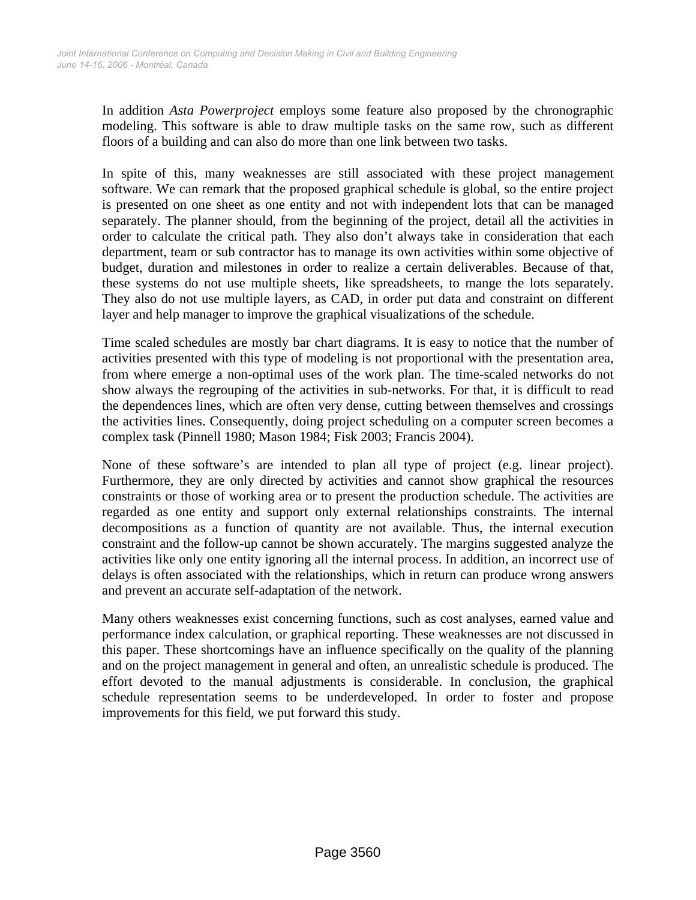In addition *Asta Powerproject* employs some feature also proposed by the chronographic modeling. This software is able to draw multiple tasks on the same row, such as different floors of a building and can also do more than one link between two tasks.

In spite of this, many weaknesses are still associated with these project management software. We can remark that the proposed graphical schedule is global, so the entire project is presented on one sheet as one entity and not with independent lots that can be managed separately. The planner should, from the beginning of the project, detail all the activities in order to calculate the critical path. They also don't always take in consideration that each department, team or sub contractor has to manage its own activities within some objective of budget, duration and milestones in order to realize a certain deliverables. Because of that, these systems do not use multiple sheets, like spreadsheets, to mange the lots separately. They also do not use multiple layers, as CAD, in order put data and constraint on different layer and help manager to improve the graphical visualizations of the schedule.

Time scaled schedules are mostly bar chart diagrams. It is easy to notice that the number of activities presented with this type of modeling is not proportional with the presentation area, from where emerge a non-optimal uses of the work plan. The time-scaled networks do not show always the regrouping of the activities in sub-networks. For that, it is difficult to read the dependences lines, which are often very dense, cutting between themselves and crossings the activities lines. Consequently, doing project scheduling on a computer screen becomes a complex task (Pinnell 1980; Mason 1984; Fisk 2003; Francis 2004).

None of these software's are intended to plan all type of project (e.g. linear project). Furthermore, they are only directed by activities and cannot show graphical the resources constraints or those of working area or to present the production schedule. The activities are regarded as one entity and support only external relationships constraints. The internal decompositions as a function of quantity are not available. Thus, the internal execution constraint and the follow-up cannot be shown accurately. The margins suggested analyze the activities like only one entity ignoring all the internal process. In addition, an incorrect use of delays is often associated with the relationships, which in return can produce wrong answers and prevent an accurate self-adaptation of the network.

Many others weaknesses exist concerning functions, such as cost analyses, earned value and performance index calculation, or graphical reporting. These weaknesses are not discussed in this paper. These shortcomings have an influence specifically on the quality of the planning and on the project management in general and often, an unrealistic schedule is produced. The effort devoted to the manual adjustments is considerable. In conclusion, the graphical schedule representation seems to be underdeveloped. In order to foster and propose improvements for this field, we put forward this study.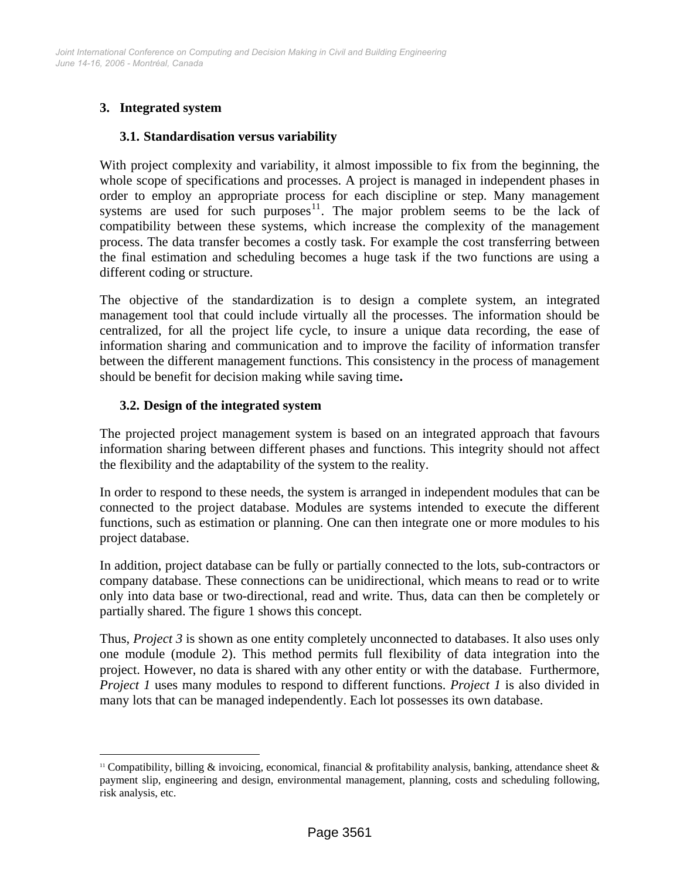## 3. Integrated system

### 3.1. Standardisation versus variability

With project complexity and variability, it almost impossible to fix from the beginning, the whole scope of specifications and processes. A project is managed in independent phases in order to employ an appropriate process for each discipline or step. Many management systems are used for such purposes[11]. The major problem seems to be the lack of compatibility between these systems, which increase the complexity of the management process. The data transfer becomes a costly task. For example the cost transferring between the final estimation and scheduling becomes a huge task if the two functions are using a different coding or structure.

The objective of the standardization is to design a complete system, an integrated management tool that could include virtually all the processes. The information should be centralized, for all the project life cycle, to insure a unique data recording, the ease of information sharing and communication and to improve the facility of information transfer between the different management functions. This consistency in the process of management should be benefit for decision making while saving time**.**

### 3.2. Design of the integrated system

The projected project management system is based on an integrated approach that favours information sharing between different phases and functions. This integrity should not affect the flexibility and the adaptability of the system to the reality.

In order to respond to these needs, the system is arranged in independent modules that can be connected to the project database. Modules are systems intended to execute the different functions, such as estimation or planning. One can then integrate one or more modules to his project database.

In addition, project database can be fully or partially connected to the lots, sub-contractors or company database. These connections can be unidirectional, which means to read or to write only into data base or two-directional, read and write. Thus, data can then be completely or partially shared. The figure 1 shows this concept.

Thus, *Project 3* is shown as one entity completely unconnected to databases. It also uses only one module (module 2). This method permits full flexibility of data integration into the project. However, no data is shared with any other entity or with the database. Furthermore, *Project 1* uses many modules to respond to different functions. *Project 1* is also divided in many lots that can be managed independently. Each lot possesses its own database.

---

[11] Compatibility, billing & invoicing, economical, financial & profitability analysis, banking, attendance sheet & payment slip, engineering and design, environmental management, planning, costs and scheduling following, risk analysis, etc.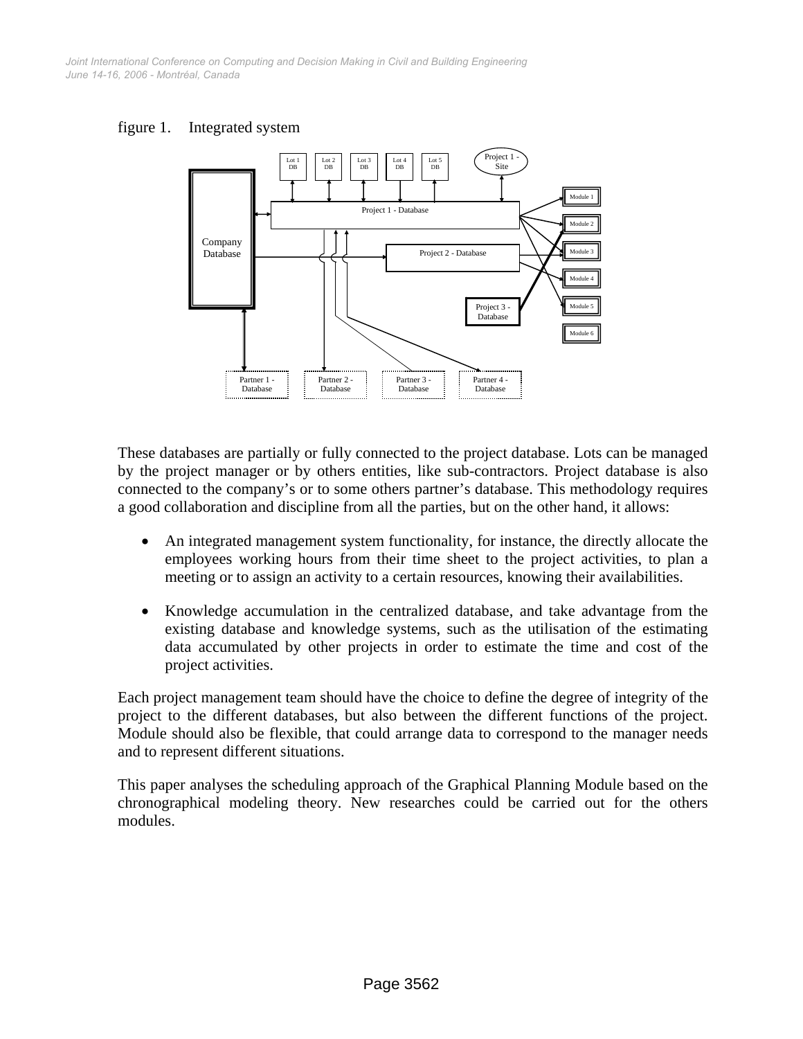figure 1. Integrated system

These databases are partially or fully connected to the project database. Lots can be managed by the project manager or by others entities, like sub-contractors. Project database is also connected to the company's or to some others partner's database. This methodology requires a good collaboration and discipline from all the parties, but on the other hand, it allows:

- An integrated management system functionality, for instance, the directly allocate the employees working hours from their time sheet to the project activities, to plan a meeting or to assign an activity to a certain resources, knowing their availabilities.

- Knowledge accumulation in the centralized database, and take advantage from the existing database and knowledge systems, such as the utilisation of the estimating data accumulated by other projects in order to estimate the time and cost of the project activities.

Each project management team should have the choice to define the degree of integrity of the project to the different databases, but also between the different functions of the project. Module should also be flexible, that could arrange data to correspond to the manager needs and to represent different situations.

This paper analyses the scheduling approach of the Graphical Planning Module based on the chronographical modeling theory. New researches could be carried out for the others modules.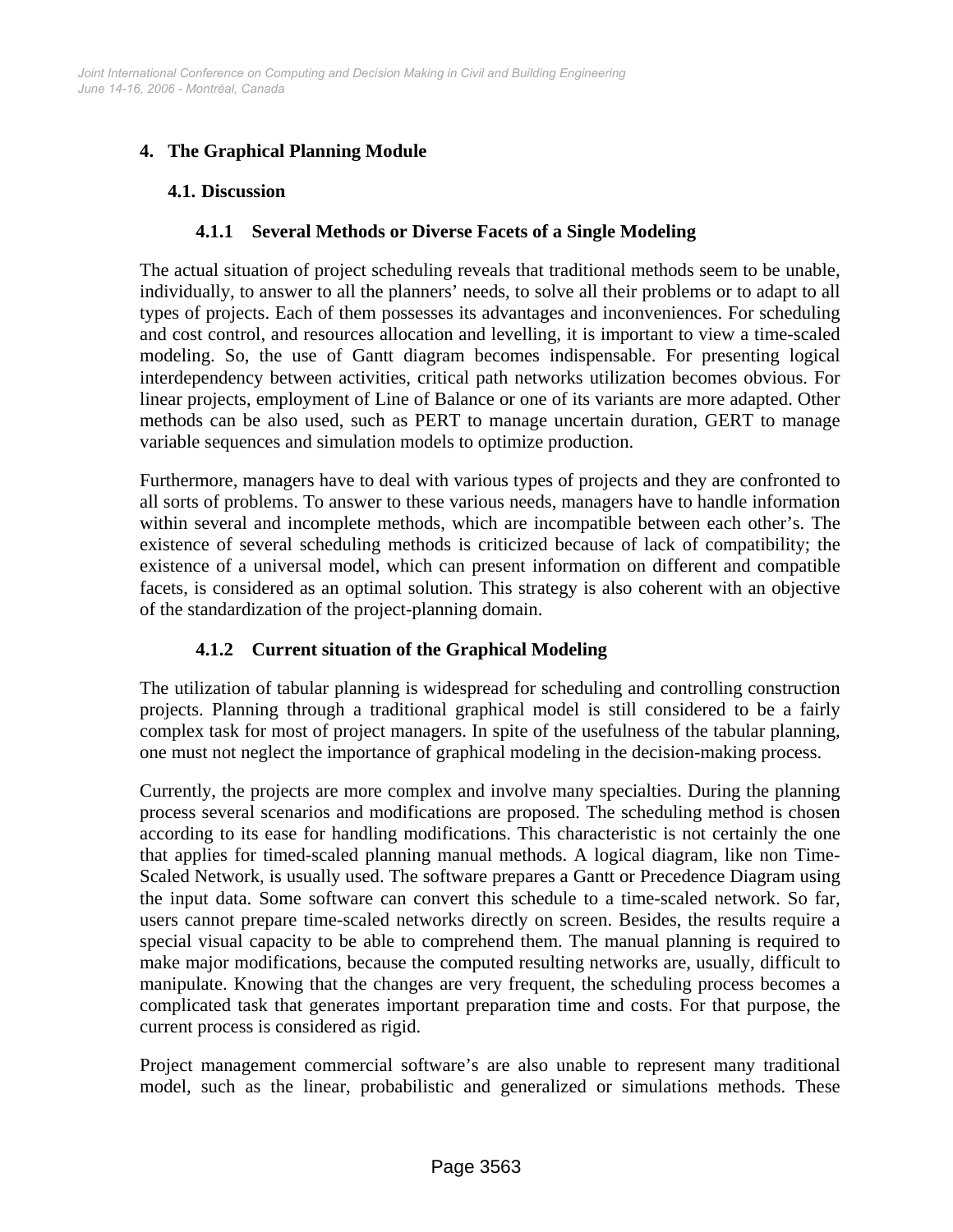## 4. The Graphical Planning Module

### 4.1. Discussion

#### 4.1.1 Several Methods or Diverse Facets of a Single Modeling

The actual situation of project scheduling reveals that traditional methods seem to be unable, individually, to answer to all the planners' needs, to solve all their problems or to adapt to all types of projects. Each of them possesses its advantages and inconveniences. For scheduling and cost control, and resources allocation and levelling, it is important to view a time-scaled modeling. So, the use of Gantt diagram becomes indispensable. For presenting logical interdependency between activities, critical path networks utilization becomes obvious. For linear projects, employment of Line of Balance or one of its variants are more adapted. Other methods can be also used, such as PERT to manage uncertain duration, GERT to manage variable sequences and simulation models to optimize production.

Furthermore, managers have to deal with various types of projects and they are confronted to all sorts of problems. To answer to these various needs, managers have to handle information within several and incomplete methods, which are incompatible between each other's. The existence of several scheduling methods is criticized because of lack of compatibility; the existence of a universal model, which can present information on different and compatible facets, is considered as an optimal solution. This strategy is also coherent with an objective of the standardization of the project-planning domain.

#### 4.1.2 Current situation of the Graphical Modeling

The utilization of tabular planning is widespread for scheduling and controlling construction projects. Planning through a traditional graphical model is still considered to be a fairly complex task for most of project managers. In spite of the usefulness of the tabular planning, one must not neglect the importance of graphical modeling in the decision-making process.

Currently, the projects are more complex and involve many specialties. During the planning process several scenarios and modifications are proposed. The scheduling method is chosen according to its ease for handling modifications. This characteristic is not certainly the one that applies for timed-scaled planning manual methods. A logical diagram, like non Time-Scaled Network, is usually used. The software prepares a Gantt or Precedence Diagram using the input data. Some software can convert this schedule to a time-scaled network. So far, users cannot prepare time-scaled networks directly on screen. Besides, the results require a special visual capacity to be able to comprehend them. The manual planning is required to make major modifications, because the computed resulting networks are, usually, difficult to manipulate. Knowing that the changes are very frequent, the scheduling process becomes a complicated task that generates important preparation time and costs. For that purpose, the current process is considered as rigid.

Project management commercial software's are also unable to represent many traditional model, such as the linear, probabilistic and generalized or simulations methods. These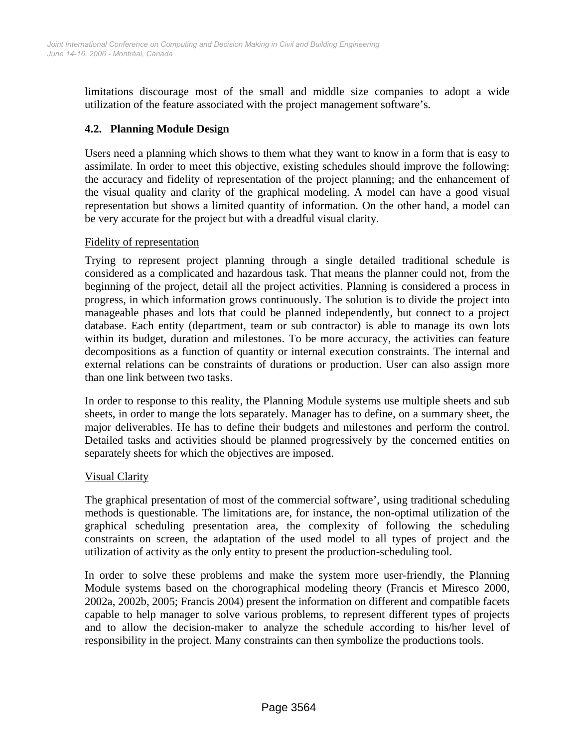limitations discourage most of the small and middle size companies to adopt a wide utilization of the feature associated with the project management software's.

### 4.2. Planning Module Design

Users need a planning which shows to them what they want to know in a form that is easy to assimilate. In order to meet this objective, existing schedules should improve the following: the accuracy and fidelity of representation of the project planning; and the enhancement of the visual quality and clarity of the graphical modeling. A model can have a good visual representation but shows a limited quantity of information. On the other hand, a model can be very accurate for the project but with a dreadful visual clarity.

Fidelity of representation

Trying to represent project planning through a single detailed traditional schedule is considered as a complicated and hazardous task. That means the planner could not, from the beginning of the project, detail all the project activities. Planning is considered a process in progress, in which information grows continuously. The solution is to divide the project into manageable phases and lots that could be planned independently, but connect to a project database. Each entity (department, team or sub contractor) is able to manage its own lots within its budget, duration and milestones. To be more accuracy, the activities can feature decompositions as a function of quantity or internal execution constraints. The internal and external relations can be constraints of durations or production. User can also assign more than one link between two tasks.

In order to response to this reality, the Planning Module systems use multiple sheets and sub sheets, in order to mange the lots separately. Manager has to define, on a summary sheet, the major deliverables. He has to define their budgets and milestones and perform the control. Detailed tasks and activities should be planned progressively by the concerned entities on separately sheets for which the objectives are imposed.

Visual Clarity

The graphical presentation of most of the commercial software', using traditional scheduling methods is questionable. The limitations are, for instance, the non-optimal utilization of the graphical scheduling presentation area, the complexity of following the scheduling constraints on screen, the adaptation of the used model to all types of project and the utilization of activity as the only entity to present the production-scheduling tool.

In order to solve these problems and make the system more user-friendly, the Planning Module systems based on the chorographical modeling theory (Francis et Miresco 2000, 2002a, 2002b, 2005; Francis 2004) present the information on different and compatible facets capable to help manager to solve various problems, to represent different types of projects and to allow the decision-maker to analyze the schedule according to his/her level of responsibility in the project. Many constraints can then symbolize the productions tools.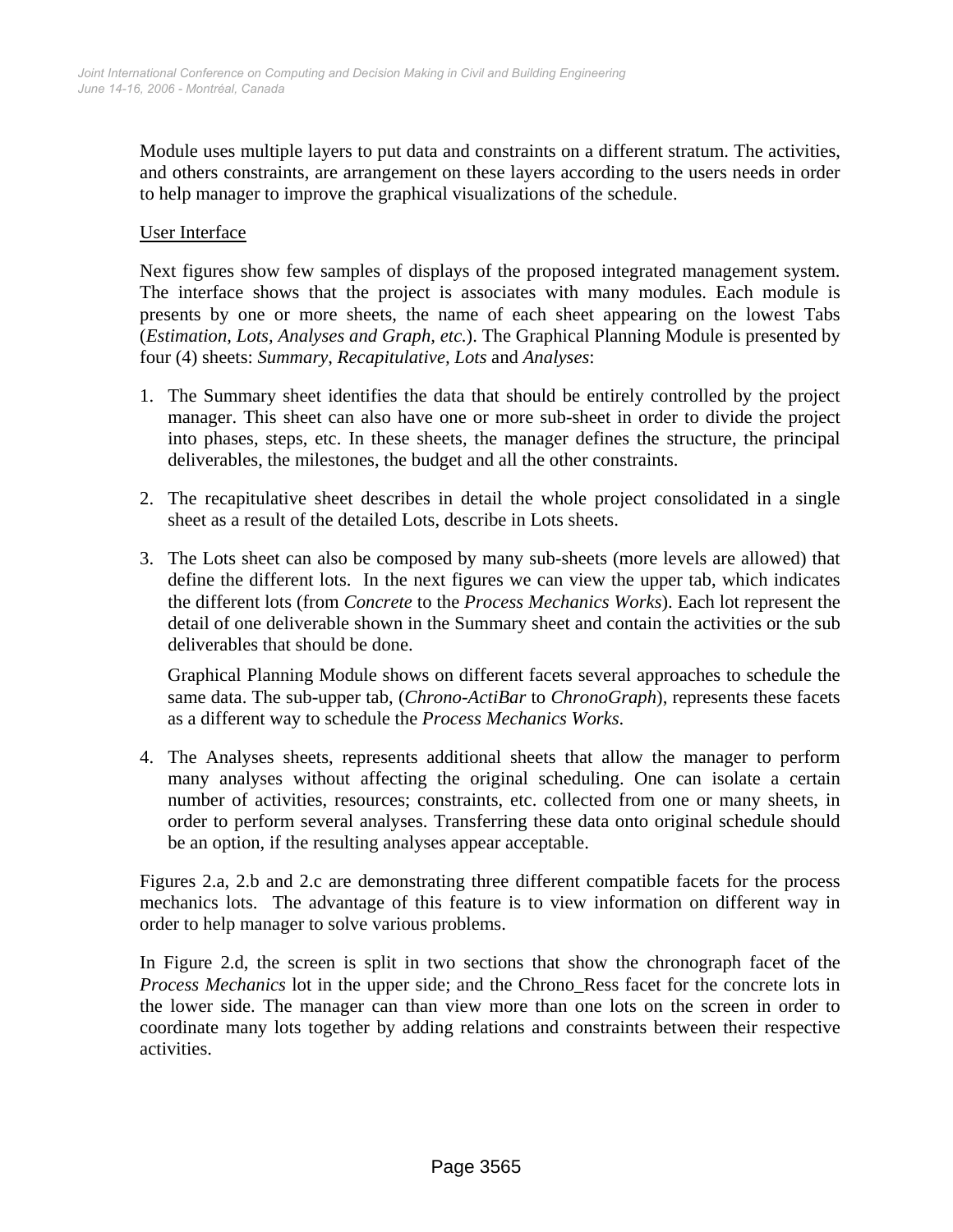Module uses multiple layers to put data and constraints on a different stratum. The activities, and others constraints, are arrangement on these layers according to the users needs in order to help manager to improve the graphical visualizations of the schedule.

User Interface

Next figures show few samples of displays of the proposed integrated management system. The interface shows that the project is associates with many modules. Each module is presents by one or more sheets, the name of each sheet appearing on the lowest Tabs (*Estimation, Lots, Analyses and Graph, etc.*). The Graphical Planning Module is presented by four (4) sheets: *Summary*, *Recapitulative*, *Lots* and *Analyses*:

1. The Summary sheet identifies the data that should be entirely controlled by the project manager. This sheet can also have one or more sub-sheet in order to divide the project into phases, steps, etc. In these sheets, the manager defines the structure, the principal deliverables, the milestones, the budget and all the other constraints.

2. The recapitulative sheet describes in detail the whole project consolidated in a single sheet as a result of the detailed Lots, describe in Lots sheets.

3. The Lots sheet can also be composed by many sub-sheets (more levels are allowed) that define the different lots. In the next figures we can view the upper tab, which indicates the different lots (from *Concrete* to the *Process Mechanics Works*). Each lot represent the detail of one deliverable shown in the Summary sheet and contain the activities or the sub deliverables that should be done.

   Graphical Planning Module shows on different facets several approaches to schedule the same data. The sub-upper tab, (*Chrono-ActiBar* to *ChronoGraph*), represents these facets as a different way to schedule the *Process Mechanics Works*.

4. The Analyses sheets, represents additional sheets that allow the manager to perform many analyses without affecting the original scheduling. One can isolate a certain number of activities, resources; constraints, etc. collected from one or many sheets, in order to perform several analyses. Transferring these data onto original schedule should be an option, if the resulting analyses appear acceptable.

Figures 2.a, 2.b and 2.c are demonstrating three different compatible facets for the process mechanics lots. The advantage of this feature is to view information on different way in order to help manager to solve various problems.

In Figure 2.d, the screen is split in two sections that show the chronograph facet of the *Process Mechanics* lot in the upper side; and the Chrono_Ress facet for the concrete lots in the lower side. The manager can than view more than one lots on the screen in order to coordinate many lots together by adding relations and constraints between their respective activities.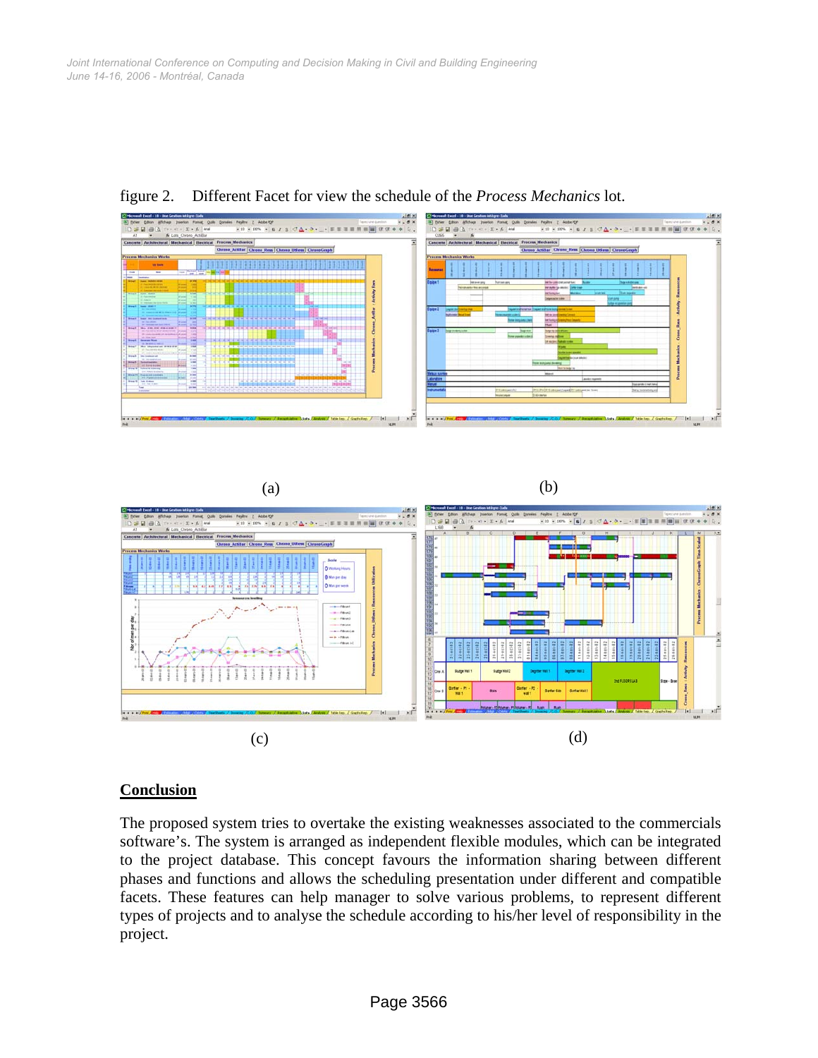figure 2. Different Facet for view the schedule of the *Process Mechanics* lot.

(a)

(b)

(c)

(d)

## Conclusion

The proposed system tries to overtake the existing weaknesses associated to the commercials software's. The system is arranged as independent flexible modules, which can be integrated to the project database. This concept favours the information sharing between different phases and functions and allows the scheduling presentation under different and compatible facets. These features can help manager to solve various problems, to represent different types of projects and to analyse the schedule according to his/her level of responsibility in the project.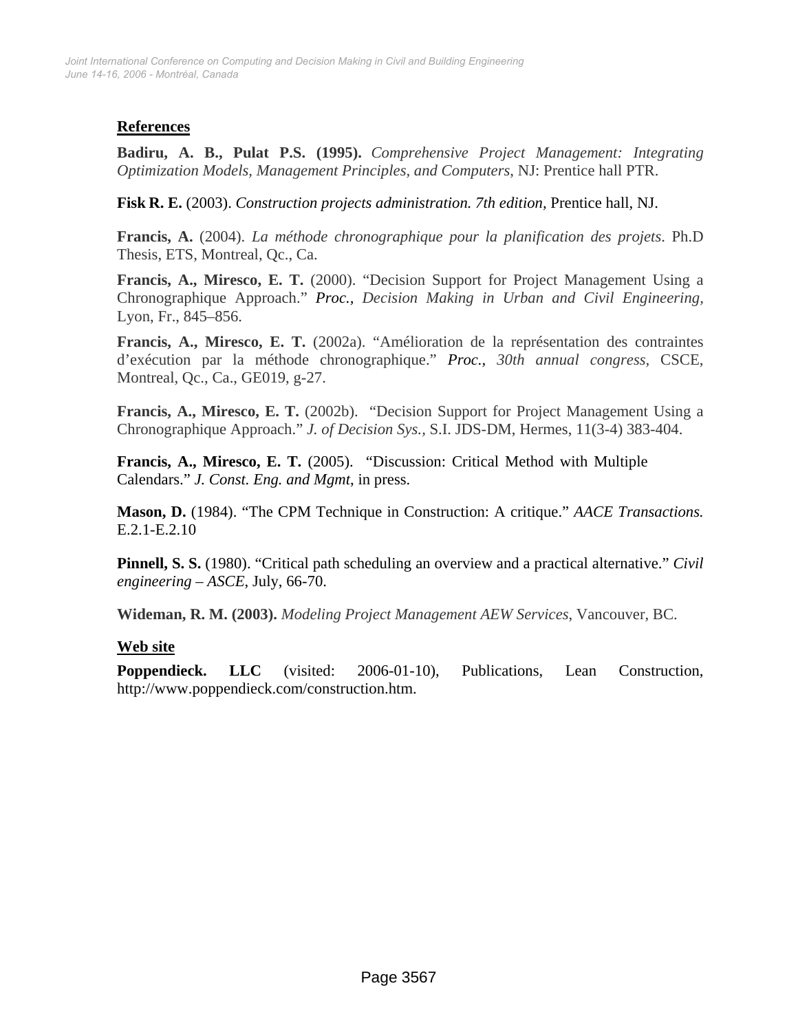## References

**Badiru, A. B., Pulat P.S. (1995).** *Comprehensive Project Management: Integrating Optimization Models, Management Principles, and Computers*, NJ: Prentice hall PTR.

**Fisk R. E.** (2003). *Construction projects administration. 7th edition*, Prentice hall, NJ.

**Francis, A.** (2004). *La méthode chronographique pour la planification des projets*. Ph.D Thesis, ETS, Montreal, Qc., Ca.

**Francis, A., Miresco, E. T.** (2000). "Decision Support for Project Management Using a Chronographique Approach." *Proc., Decision Making in Urban and Civil Engineering*, Lyon, Fr., 845–856.

**Francis, A., Miresco, E. T.** (2002a). "Amélioration de la représentation des contraintes d'exécution par la méthode chronographique." *Proc., 30th annual congress*, CSCE, Montreal, Qc., Ca., GE019, g-27.

**Francis, A., Miresco, E. T.** (2002b). "Decision Support for Project Management Using a Chronographique Approach." *J. of Decision Sys.*, S.I. JDS-DM, Hermes, 11(3-4) 383-404.

**Francis, A., Miresco, E. T.** (2005). "Discussion: Critical Method with Multiple Calendars." *J. Const. Eng. and Mgmt*, in press.

**Mason, D.** (1984). "The CPM Technique in Construction: A critique." *AACE Transactions.* E.2.1-E.2.10

**Pinnell, S. S.** (1980). "Critical path scheduling an overview and a practical alternative." *Civil engineering – ASCE*, July, 66-70.

**Wideman, R. M. (2003).** *Modeling Project Management AEW Services*, Vancouver, BC.

## Web site

**Poppendieck. LLC** (visited: 2006-01-10), Publications, Lean Construction, http://www.poppendieck.com/construction.htm.